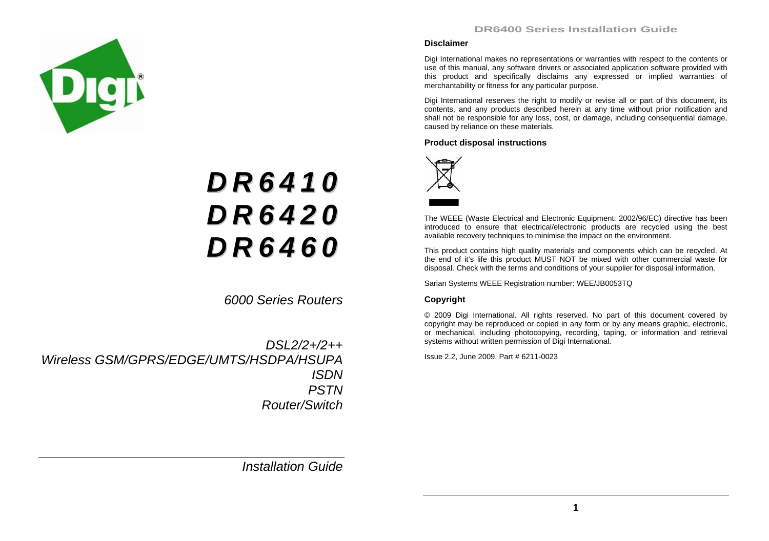# DR6410
# DR6420
# DR6460

*6000 Series Routers*

*DSL2/2+/2++*
*Wireless GSM/GPRS/EDGE/UMTS/HSDPA/HSUPA*
*ISDN*
*PSTN*
*Router/Switch*

*Installation Guide*

### Disclaimer

Digi International makes no representations or warranties with respect to the contents or use of this manual, any software drivers or associated application software provided with this product and specifically disclaims any expressed or implied warranties of merchantability or fitness for any particular purpose.

Digi International reserves the right to modify or revise all or part of this document, its contents, and any products described herein at any time without prior notification and shall not be responsible for any loss, cost, or damage, including consequential damage, caused by reliance on these materials.

### Product disposal instructions

The WEEE (Waste Electrical and Electronic Equipment: 2002/96/EC) directive has been introduced to ensure that electrical/electronic products are recycled using the best available recovery techniques to minimise the impact on the environment.

This product contains high quality materials and components which can be recycled. At the end of it's life this product MUST NOT be mixed with other commercial waste for disposal. Check with the terms and conditions of your supplier for disposal information.

Sarian Systems WEEE Registration number: WEE/JB0053TQ

### Copyright

© 2009 Digi International. All rights reserved. No part of this document covered by copyright may be reproduced or copied in any form or by any means graphic, electronic, or mechanical, including photocopying, recording, taping, or information and retrieval systems without written permission of Digi International.

Issue 2.2, June 2009. Part # 6211-0023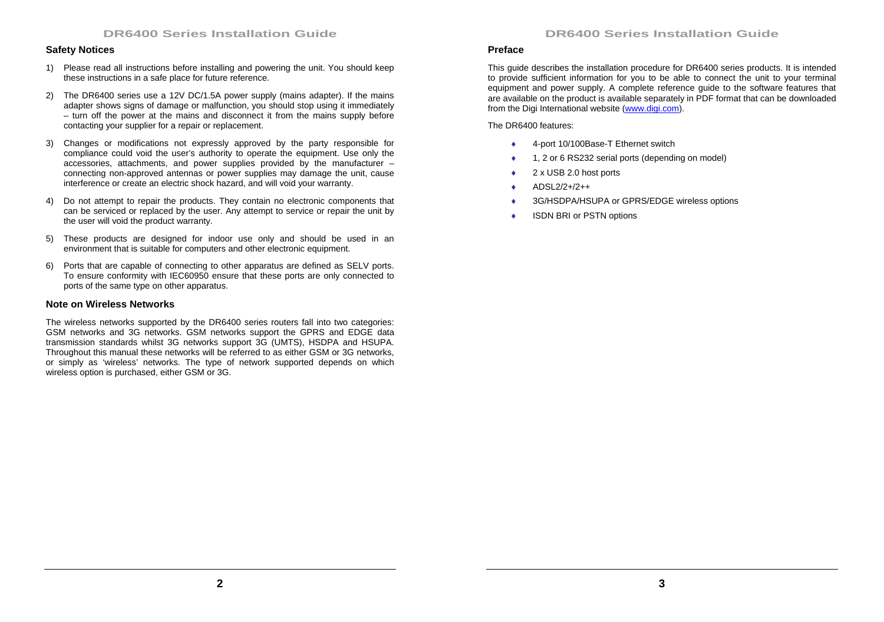## Safety Notices

1) Please read all instructions before installing and powering the unit. You should keep these instructions in a safe place for future reference.

2) The DR6400 series use a 12V DC/1.5A power supply (mains adapter). If the mains adapter shows signs of damage or malfunction, you should stop using it immediately – turn off the power at the mains and disconnect it from the mains supply before contacting your supplier for a repair or replacement.

3) Changes or modifications not expressly approved by the party responsible for compliance could void the user's authority to operate the equipment. Use only the accessories, attachments, and power supplies provided by the manufacturer – connecting non-approved antennas or power supplies may damage the unit, cause interference or create an electric shock hazard, and will void your warranty.

4) Do not attempt to repair the products. They contain no electronic components that can be serviced or replaced by the user. Any attempt to service or repair the unit by the user will void the product warranty.

5) These products are designed for indoor use only and should be used in an environment that is suitable for computers and other electronic equipment.

6) Ports that are capable of connecting to other apparatus are defined as SELV ports. To ensure conformity with IEC60950 ensure that these ports are only connected to ports of the same type on other apparatus.

## Note on Wireless Networks

The wireless networks supported by the DR6400 series routers fall into two categories: GSM networks and 3G networks. GSM networks support the GPRS and EDGE data transmission standards whilst 3G networks support 3G (UMTS), HSDPA and HSUPA. Throughout this manual these networks will be referred to as either GSM or 3G networks, or simply as 'wireless' networks. The type of network supported depends on which wireless option is purchased, either GSM or 3G.

## Preface

This guide describes the installation procedure for DR6400 series products. It is intended to provide sufficient information for you to be able to connect the unit to your terminal equipment and power supply. A complete reference guide to the software features that are available on the product is available separately in PDF format that can be downloaded from the Digi International website (www.digi.com).

The DR6400 features:

- 4-port 10/100Base-T Ethernet switch
- 1, 2 or 6 RS232 serial ports (depending on model)
- 2 x USB 2.0 host ports
- ADSL2/2+/2++
- 3G/HSDPA/HSUPA or GPRS/EDGE wireless options
- ISDN BRI or PSTN options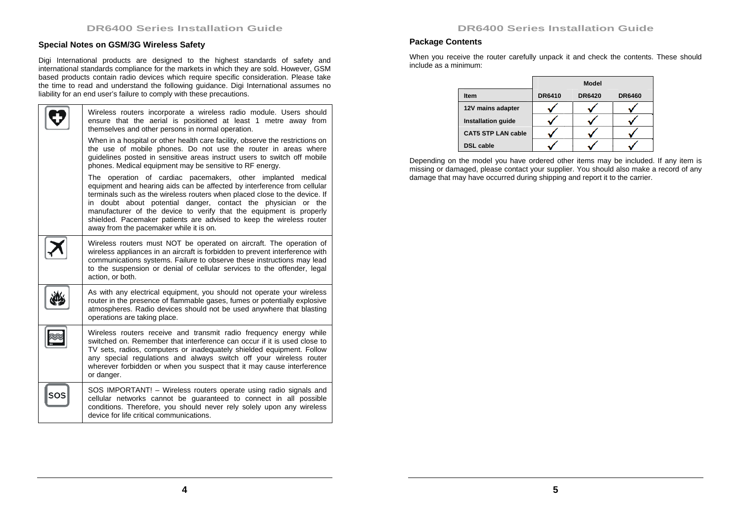## Special Notes on GSM/3G Wireless Safety

Digi International products are designed to the highest standards of safety and international standards compliance for the markets in which they are sold. However, GSM based products contain radio devices which require specific consideration. Please take the time to read and understand the following guidance. Digi International assumes no liability for an end user's failure to comply with these precautions.

| | |
|---|---|
| | Wireless routers incorporate a wireless radio module. Users should ensure that the aerial is positioned at least 1 metre away from themselves and other persons in normal operation.<br><br>When in a hospital or other health care facility, observe the restrictions on the use of mobile phones. Do not use the router in areas where guidelines posted in sensitive areas instruct users to switch off mobile phones. Medical equipment may be sensitive to RF energy.<br><br>The operation of cardiac pacemakers, other implanted medical equipment and hearing aids can be affected by interference from cellular terminals such as the wireless routers when placed close to the device. If in doubt about potential danger, contact the physician or the manufacturer of the device to verify that the equipment is properly shielded. Pacemaker patients are advised to keep the wireless router away from the pacemaker while it is on. |
| | Wireless routers must NOT be operated on aircraft. The operation of wireless appliances in an aircraft is forbidden to prevent interference with communications systems. Failure to observe these instructions may lead to the suspension or denial of cellular services to the offender, legal action, or both. |
| | As with any electrical equipment, you should not operate your wireless router in the presence of flammable gases, fumes or potentially explosive atmospheres. Radio devices should not be used anywhere that blasting operations are taking place. |
| | Wireless routers receive and transmit radio frequency energy while switched on. Remember that interference can occur if it is used close to TV sets, radios, computers or inadequately shielded equipment. Follow any special regulations and always switch off your wireless router wherever forbidden or when you suspect that it may cause interference or danger. |
| SOS | SOS IMPORTANT! – Wireless routers operate using radio signals and cellular networks cannot be guaranteed to connect in all possible conditions. Therefore, you should never rely solely upon any wireless device for life critical communications. |

## Package Contents

When you receive the router carefully unpack it and check the contents. These should include as a minimum:

| | Model | | |
|---|---|---|---|
| **Item** | **DR6410** | **DR6420** | **DR6460** |
| **12V mains adapter** | ✓ | ✓ | ✓ |
| **Installation guide** | ✓ | ✓ | ✓ |
| **CAT5 STP LAN cable** | ✓ | ✓ | ✓ |
| **DSL cable** | ✓ | ✓ | ✓ |

Depending on the model you have ordered other items may be included. If any item is missing or damaged, please contact your supplier. You should also make a record of any damage that may have occurred during shipping and report it to the carrier.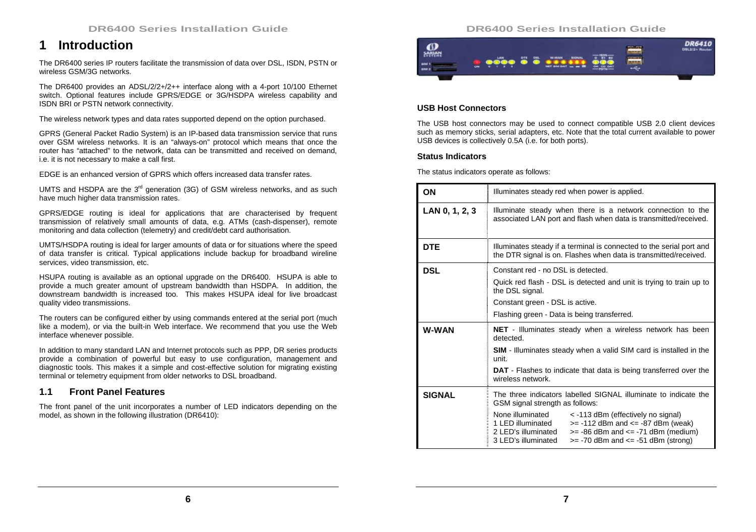# 1 Introduction

The DR6400 series IP routers facilitate the transmission of data over DSL, ISDN, PSTN or wireless GSM/3G networks.

The DR6400 provides an ADSL/2/2+/2++ interface along with a 4-port 10/100 Ethernet switch. Optional features include GPRS/EDGE or 3G/HSDPA wireless capability and ISDN BRI or PSTN network connectivity.

The wireless network types and data rates supported depend on the option purchased.

GPRS (General Packet Radio System) is an IP-based data transmission service that runs over GSM wireless networks. It is an "always-on" protocol which means that once the router has "attached" to the network, data can be transmitted and received on demand, i.e. it is not necessary to make a call first.

EDGE is an enhanced version of GPRS which offers increased data transfer rates.

UMTS and HSDPA are the 3rd generation (3G) of GSM wireless networks, and as such have much higher data transmission rates.

GPRS/EDGE routing is ideal for applications that are characterised by frequent transmission of relatively small amounts of data, e.g. ATMs (cash-dispenser), remote monitoring and data collection (telemetry) and credit/debt card authorisation.

UMTS/HSDPA routing is ideal for larger amounts of data or for situations where the speed of data transfer is critical. Typical applications include backup for broadband wireline services, video transmission, etc.

HSUPA routing is available as an optional upgrade on the DR6400. HSUPA is able to provide a much greater amount of upstream bandwidth than HSDPA. In addition, the downstream bandwidth is increased too. This makes HSUPA ideal for live broadcast quality video transmissions.

The routers can be configured either by using commands entered at the serial port (much like a modem), or via the built-in Web interface. We recommend that you use the Web interface whenever possible.

In addition to many standard LAN and Internet protocols such as PPP, DR series products provide a combination of powerful but easy to use configuration, management and diagnostic tools. This makes it a simple and cost-effective solution for migrating existing terminal or telemetry equipment from older networks to DSL broadband.

## 1.1 Front Panel Features

The front panel of the unit incorporates a number of LED indicators depending on the model, as shown in the following illustration (DR6410):

### USB Host Connectors

The USB host connectors may be used to connect compatible USB 2.0 client devices such as memory sticks, serial adapters, etc. Note that the total current available to power USB devices is collectively 0.5A (i.e. for both ports).

### Status Indicators

The status indicators operate as follows:

| | |
|---|---|
| **ON** | Illuminates steady red when power is applied. |
| **LAN 0, 1, 2, 3** | Illuminate steady when there is a network connection to the associated LAN port and flash when data is transmitted/received. |
| **DTE** | Illuminates steady if a terminal is connected to the serial port and the DTR signal is on. Flashes when data is transmitted/received. |
| **DSL** | Constant red - no DSL is detected.<br>Quick red flash - DSL is detected and unit is trying to train up to the DSL signal.<br>Constant green - DSL is active.<br>Flashing green - Data is being transferred. |
| **W-WAN** | **NET** - Illuminates steady when a wireless network has been detected.<br>**SIM** - Illuminates steady when a valid SIM card is installed in the unit.<br>**DAT** - Flashes to indicate that data is being transferred over the wireless network. |
| **SIGNAL** | The three indicators labelled SIGNAL illuminate to indicate the GSM signal strength as follows:<br>None illuminated < -113 dBm (effectively no signal)<br>1 LED illuminated >= -112 dBm and <= -87 dBm (weak)<br>2 LED's illuminated >= -86 dBm and <= -71 dBm (medium)<br>3 LED's illuminated >= -70 dBm and <= -51 dBm (strong) |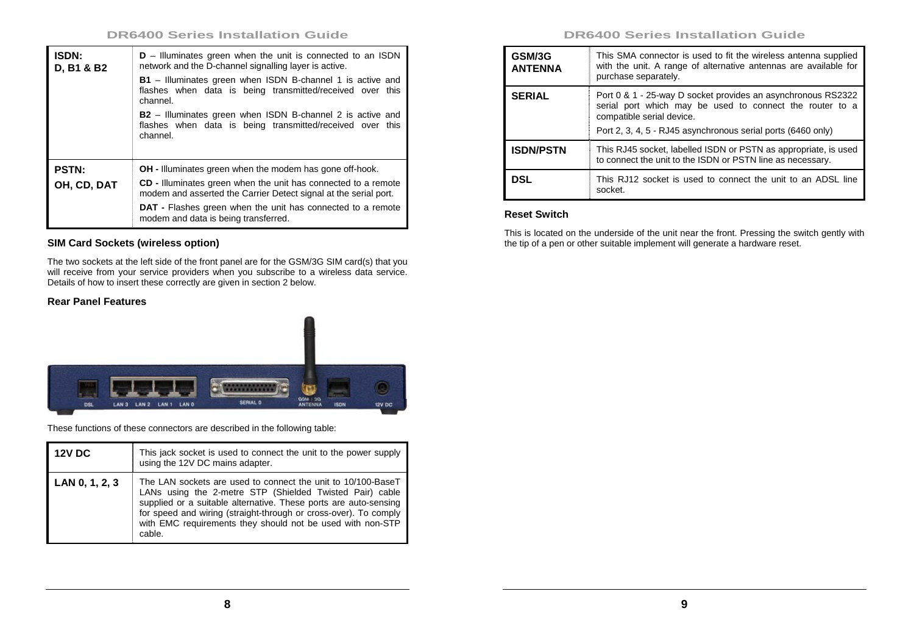| ISDN: D, B1 & B2 | **D** – Illuminates green when the unit is connected to an ISDN network and the D-channel signalling layer is active.<br>**B1** – Illuminates green when ISDN B-channel 1 is active and flashes when data is being transmitted/received over this channel.<br>**B2** – Illuminates green when ISDN B-channel 2 is active and flashes when data is being transmitted/received over this channel. |
|---|---|
| **PSTN: OH, CD, DAT** | **OH -** Illuminates green when the modem has gone off-hook.<br>**CD -** Illuminates green when the unit has connected to a remote modem and asserted the Carrier Detect signal at the serial port.<br>**DAT -** Flashes green when the unit has connected to a remote modem and data is being transferred. |

### SIM Card Sockets (wireless option)

The two sockets at the left side of the front panel are for the GSM/3G SIM card(s) that you will receive from your service providers when you subscribe to a wireless data service. Details of how to insert these correctly are given in section 2 below.

### Rear Panel Features

These functions of these connectors are described in the following table:

| 12V DC | This jack socket is used to connect the unit to the power supply using the 12V DC mains adapter. |
|---|---|
| **LAN 0, 1, 2, 3** | The LAN sockets are used to connect the unit to 10/100-BaseT LANs using the 2-metre STP (Shielded Twisted Pair) cable supplied or a suitable alternative. These ports are auto-sensing for speed and wiring (straight-through or cross-over). To comply with EMC requirements they should not be used with non-STP cable. |
| **GSM/3G ANTENNA** | This SMA connector is used to fit the wireless antenna supplied with the unit. A range of alternative antennas are available for purchase separately. |
| **SERIAL** | Port 0 & 1 - 25-way D socket provides an asynchronous RS2322 serial port which may be used to connect the router to a compatible serial device.<br>Port 2, 3, 4, 5 - RJ45 asynchronous serial ports (6460 only) |
| **ISDN/PSTN** | This RJ45 socket, labelled ISDN or PSTN as appropriate, is used to connect the unit to the ISDN or PSTN line as necessary. |
| **DSL** | This RJ12 socket is used to connect the unit to an ADSL line socket. |

### Reset Switch

This is located on the underside of the unit near the front. Pressing the switch gently with the tip of a pen or other suitable implement will generate a hardware reset.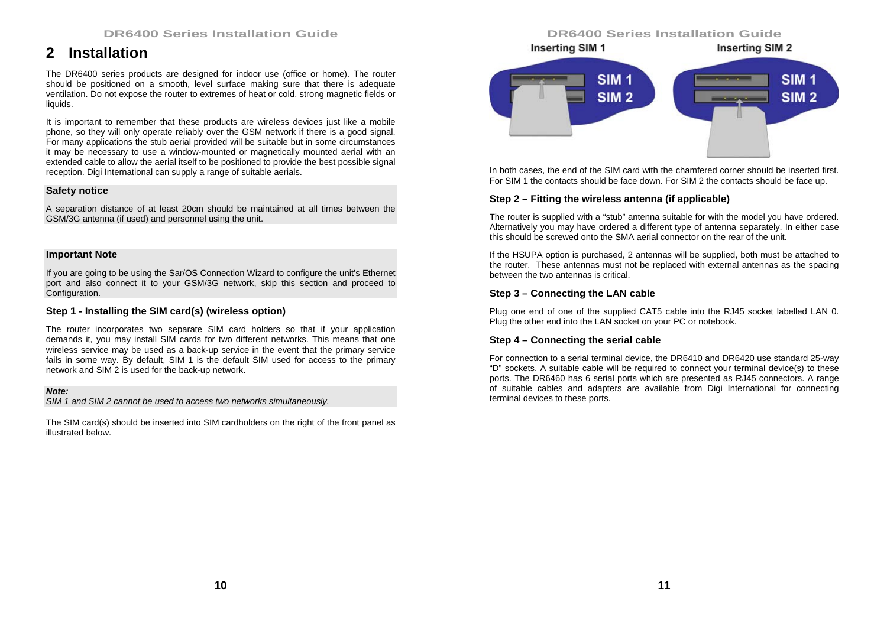# 2 Installation

The DR6400 series products are designed for indoor use (office or home). The router should be positioned on a smooth, level surface making sure that there is adequate ventilation. Do not expose the router to extremes of heat or cold, strong magnetic fields or liquids.

It is important to remember that these products are wireless devices just like a mobile phone, so they will only operate reliably over the GSM network if there is a good signal. For many applications the stub aerial provided will be suitable but in some circumstances it may be necessary to use a window-mounted or magnetically mounted aerial with an extended cable to allow the aerial itself to be positioned to provide the best possible signal reception. Digi International can supply a range of suitable aerials.

**Safety notice**

A separation distance of at least 20cm should be maintained at all times between the GSM/3G antenna (if used) and personnel using the unit.

**Important Note**

If you are going to be using the Sar/OS Connection Wizard to configure the unit's Ethernet port and also connect it to your GSM/3G network, skip this section and proceed to Configuration.

### Step 1 - Installing the SIM card(s) (wireless option)

The router incorporates two separate SIM card holders so that if your application demands it, you may install SIM cards for two different networks. This means that one wireless service may be used as a back-up service in the event that the primary service fails in some way. By default, SIM 1 is the default SIM used for access to the primary network and SIM 2 is used for the back-up network.

***Note:***
*SIM 1 and SIM 2 cannot be used to access two networks simultaneously.*

The SIM card(s) should be inserted into SIM cardholders on the right of the front panel as illustrated below.

**Inserting SIM 1** **Inserting SIM 2**

In both cases, the end of the SIM card with the chamfered corner should be inserted first. For SIM 1 the contacts should be face down. For SIM 2 the contacts should be face up.

### Step 2 – Fitting the wireless antenna (if applicable)

The router is supplied with a "stub" antenna suitable for with the model you have ordered. Alternatively you may have ordered a different type of antenna separately. In either case this should be screwed onto the SMA aerial connector on the rear of the unit.

If the HSUPA option is purchased, 2 antennas will be supplied, both must be attached to the router. These antennas must not be replaced with external antennas as the spacing between the two antennas is critical.

### Step 3 – Connecting the LAN cable

Plug one end of one of the supplied CAT5 cable into the RJ45 socket labelled LAN 0. Plug the other end into the LAN socket on your PC or notebook.

### Step 4 – Connecting the serial cable

For connection to a serial terminal device, the DR6410 and DR6420 use standard 25-way "D" sockets. A suitable cable will be required to connect your terminal device(s) to these ports. The DR6460 has 6 serial ports which are presented as RJ45 connectors. A range of suitable cables and adapters are available from Digi International for connecting terminal devices to these ports.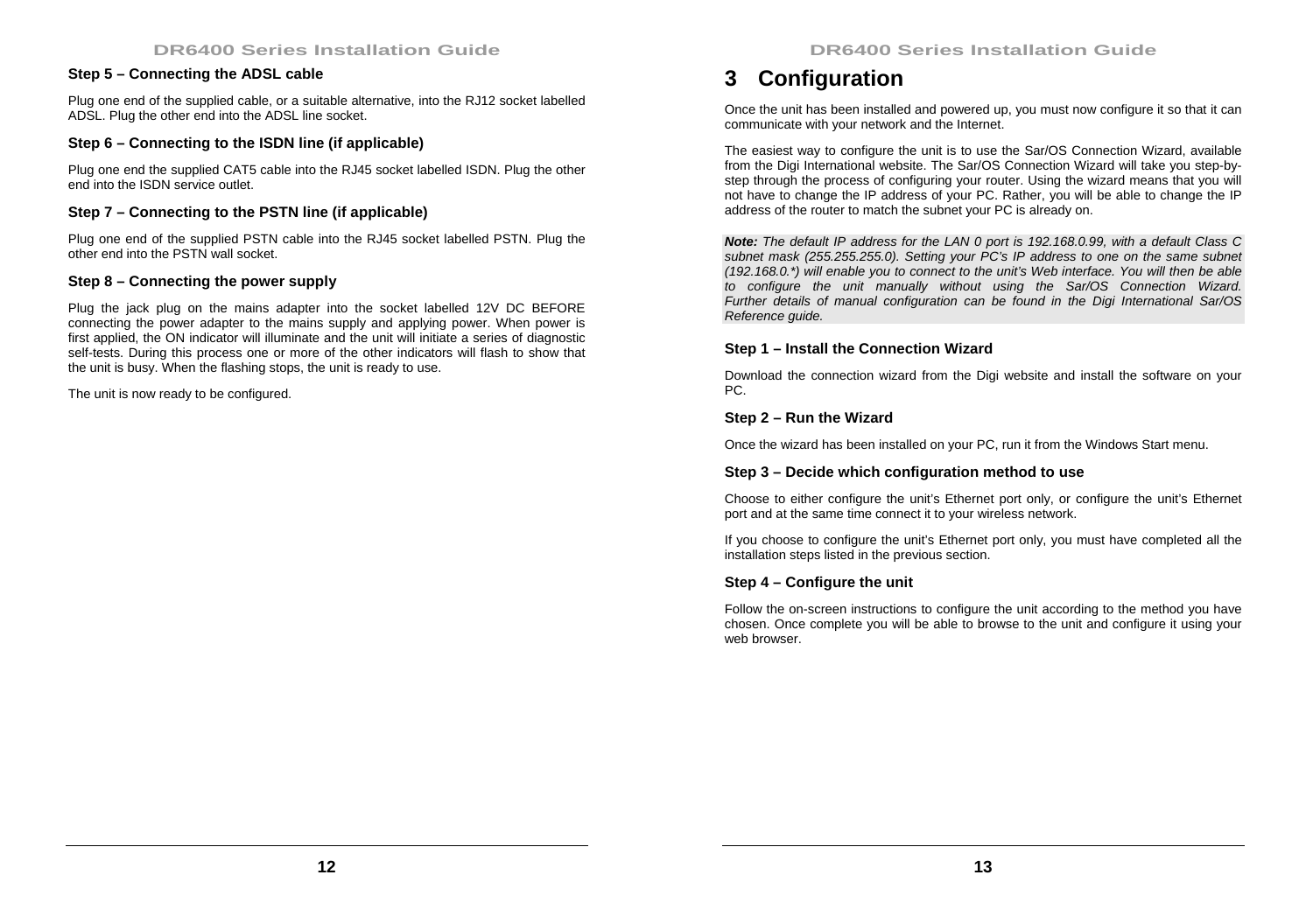### Step 5 – Connecting the ADSL cable

Plug one end of the supplied cable, or a suitable alternative, into the RJ12 socket labelled ADSL. Plug the other end into the ADSL line socket.

### Step 6 – Connecting to the ISDN line (if applicable)

Plug one end the supplied CAT5 cable into the RJ45 socket labelled ISDN. Plug the other end into the ISDN service outlet.

### Step 7 – Connecting to the PSTN line (if applicable)

Plug one end of the supplied PSTN cable into the RJ45 socket labelled PSTN. Plug the other end into the PSTN wall socket.

### Step 8 – Connecting the power supply

Plug the jack plug on the mains adapter into the socket labelled 12V DC BEFORE connecting the power adapter to the mains supply and applying power. When power is first applied, the ON indicator will illuminate and the unit will initiate a series of diagnostic self-tests. During this process one or more of the other indicators will flash to show that the unit is busy. When the flashing stops, the unit is ready to use.

The unit is now ready to be configured.

# 3 Configuration

Once the unit has been installed and powered up, you must now configure it so that it can communicate with your network and the Internet.

The easiest way to configure the unit is to use the Sar/OS Connection Wizard, available from the Digi International website. The Sar/OS Connection Wizard will take you step-by-step through the process of configuring your router. Using the wizard means that you will not have to change the IP address of your PC. Rather, you will be able to change the IP address of the router to match the subnet your PC is already on.

***Note:*** *The default IP address for the LAN 0 port is 192.168.0.99, with a default Class C subnet mask (255.255.255.0). Setting your PC's IP address to one on the same subnet (192.168.0.*) will enable you to connect to the unit's Web interface. You will then be able to configure the unit manually without using the Sar/OS Connection Wizard. Further details of manual configuration can be found in the Digi International Sar/OS Reference guide.*

### Step 1 – Install the Connection Wizard

Download the connection wizard from the Digi website and install the software on your PC.

### Step 2 – Run the Wizard

Once the wizard has been installed on your PC, run it from the Windows Start menu.

### Step 3 – Decide which configuration method to use

Choose to either configure the unit's Ethernet port only, or configure the unit's Ethernet port and at the same time connect it to your wireless network.

If you choose to configure the unit's Ethernet port only, you must have completed all the installation steps listed in the previous section.

### Step 4 – Configure the unit

Follow the on-screen instructions to configure the unit according to the method you have chosen. Once complete you will be able to browse to the unit and configure it using your web browser.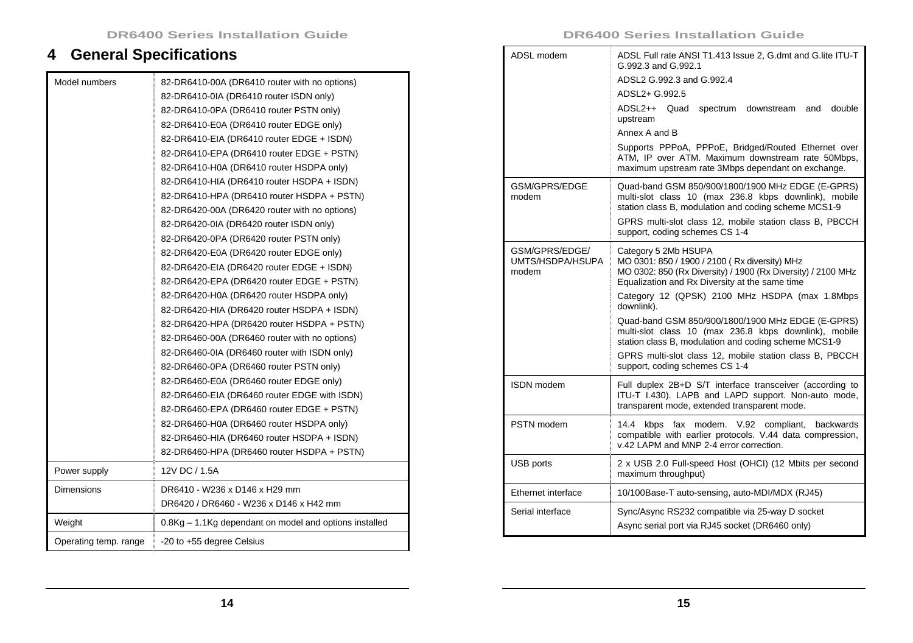# 4 General Specifications

| | |
|---|---|
| Model numbers | 82-DR6410-00A (DR6410 router with no options)<br>82-DR6410-0IA (DR6410 router ISDN only)<br>82-DR6410-0PA (DR6410 router PSTN only)<br>82-DR6410-E0A (DR6410 router EDGE only)<br>82-DR6410-EIA (DR6410 router EDGE + ISDN)<br>82-DR6410-EPA (DR6410 router EDGE + PSTN)<br>82-DR6410-H0A (DR6410 router HSDPA only)<br>82-DR6410-HIA (DR6410 router HSDPA + ISDN)<br>82-DR6410-HPA (DR6410 router HSDPA + PSTN)<br>82-DR6420-00A (DR6420 router with no options)<br>82-DR6420-0IA (DR6420 router ISDN only)<br>82-DR6420-0PA (DR6420 router PSTN only)<br>82-DR6420-E0A (DR6420 router EDGE only)<br>82-DR6420-EIA (DR6420 router EDGE + ISDN)<br>82-DR6420-EPA (DR6420 router EDGE + PSTN)<br>82-DR6420-H0A (DR6420 router HSDPA only)<br>82-DR6420-HIA (DR6420 router HSDPA + ISDN)<br>82-DR6420-HPA (DR6420 router HSDPA + PSTN)<br>82-DR6460-00A (DR6460 router with no options)<br>82-DR6460-0IA (DR6460 router with ISDN only)<br>82-DR6460-0PA (DR6460 router PSTN only)<br>82-DR6460-E0A (DR6460 router EDGE only)<br>82-DR6460-EIA (DR6460 router EDGE with ISDN)<br>82-DR6460-EPA (DR6460 router EDGE + PSTN)<br>82-DR6460-H0A (DR6460 router HSDPA only)<br>82-DR6460-HIA (DR6460 router HSDPA + ISDN)<br>82-DR6460-HPA (DR6460 router HSDPA + PSTN) |
| Power supply | 12V DC / 1.5A |
| Dimensions | DR6410 - W236 x D146 x H29 mm<br>DR6420 / DR6460 - W236 x D146 x H42 mm |
| Weight | 0.8Kg – 1.1Kg dependant on model and options installed |
| Operating temp. range | -20 to +55 degree Celsius |
| ADSL modem | ADSL Full rate ANSI T1.413 Issue 2, G.dmt and G.lite ITU-T G.992.3 and G.992.1<br>ADSL2 G.992.3 and G.992.4<br>ADSL2+ G.992.5<br>ADSL2++ Quad spectrum downstream and double upstream<br>Annex A and B<br>Supports PPPoA, PPPoE, Bridged/Routed Ethernet over ATM, IP over ATM. Maximum downstream rate 50Mbps, maximum upstream rate 3Mbps dependant on exchange. |
| GSM/GPRS/EDGE modem | Quad-band GSM 850/900/1800/1900 MHz EDGE (E-GPRS) multi-slot class 10 (max 236.8 kbps downlink), mobile station class B, modulation and coding scheme MCS1-9<br>GPRS multi-slot class 12, mobile station class B, PBCCH support, coding schemes CS 1-4 |
| GSM/GPRS/EDGE/ UMTS/HSDPA/HSUPA modem | Category 5 2Mb HSUPA<br>MO 0301: 850 / 1900 / 2100 ( Rx diversity) MHz<br>MO 0302: 850 (Rx Diversity) / 1900 (Rx Diversity) / 2100 MHz<br>Equalization and Rx Diversity at the same time<br>Category 12 (QPSK) 2100 MHz HSDPA (max 1.8Mbps downlink).<br>Quad-band GSM 850/900/1800/1900 MHz EDGE (E-GPRS) multi-slot class 10 (max 236.8 kbps downlink), mobile station class B, modulation and coding scheme MCS1-9<br>GPRS multi-slot class 12, mobile station class B, PBCCH support, coding schemes CS 1-4 |
| ISDN modem | Full duplex 2B+D S/T interface transceiver (according to ITU-T I.430). LAPB and LAPD support. Non-auto mode, transparent mode, extended transparent mode. |
| PSTN modem | 14.4 kbps fax modem. V.92 compliant, backwards compatible with earlier protocols. V.44 data compression, v.42 LAPM and MNP 2-4 error correction. |
| USB ports | 2 x USB 2.0 Full-speed Host (OHCI) (12 Mbits per second maximum throughput) |
| Ethernet interface | 10/100Base-T auto-sensing, auto-MDI/MDX (RJ45) |
| Serial interface | Sync/Async RS232 compatible via 25-way D socket<br>Async serial port via RJ45 socket (DR6460 only) |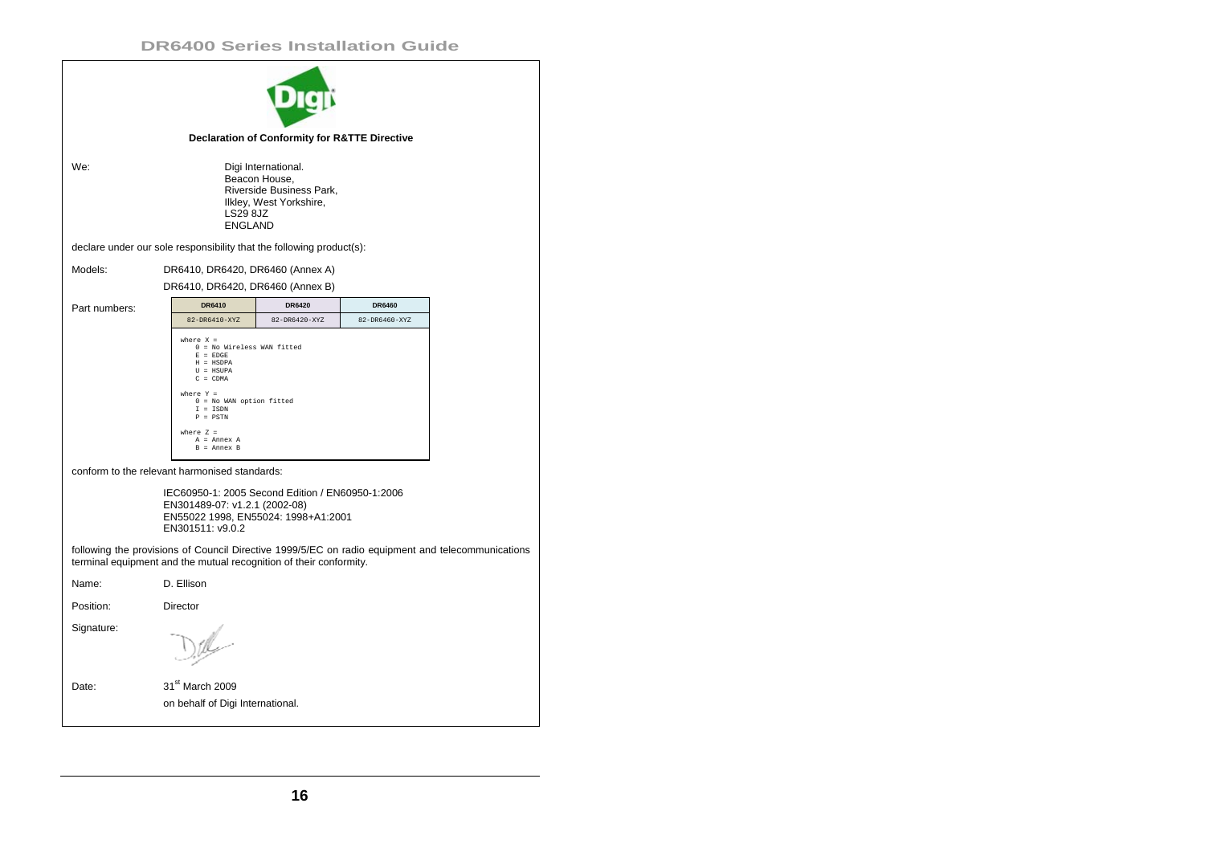**Declaration of Conformity for R&TTE Directive**

We:

Digi International.
Beacon House,
Riverside Business Park,
Ilkley, West Yorkshire,
LS29 8JZ
ENGLAND

declare under our sole responsibility that the following product(s):

Models: DR6410, DR6420, DR6460 (Annex A)

DR6410, DR6420, DR6460 (Annex B)

Part numbers:

| DR6410 | DR6420 | DR6460 |
|---|---|---|
| 82-DR6410-XYZ | 82-DR6420-XYZ | 82-DR6460-XYZ |

```
where X =
    0 = No Wireless WAN fitted
    E = EDGE
    H = HSDPA
    U = HSUPA
    C = CDMA

where Y =
    0 = No WAN option fitted
    I = ISDN
    P = PSTN

where Z =
    A = Annex A
    B = Annex B
```

conform to the relevant harmonised standards:

IEC60950-1: 2005 Second Edition / EN60950-1:2006
EN301489-07: v1.2.1 (2002-08)
EN55022 1998, EN55024: 1998+A1:2001
EN301511: v9.0.2

following the provisions of Council Directive 1999/5/EC on radio equipment and telecommunications terminal equipment and the mutual recognition of their conformity.

Name: D. Ellison

Position: Director

Signature:

Date: 31st March 2009

on behalf of Digi International.